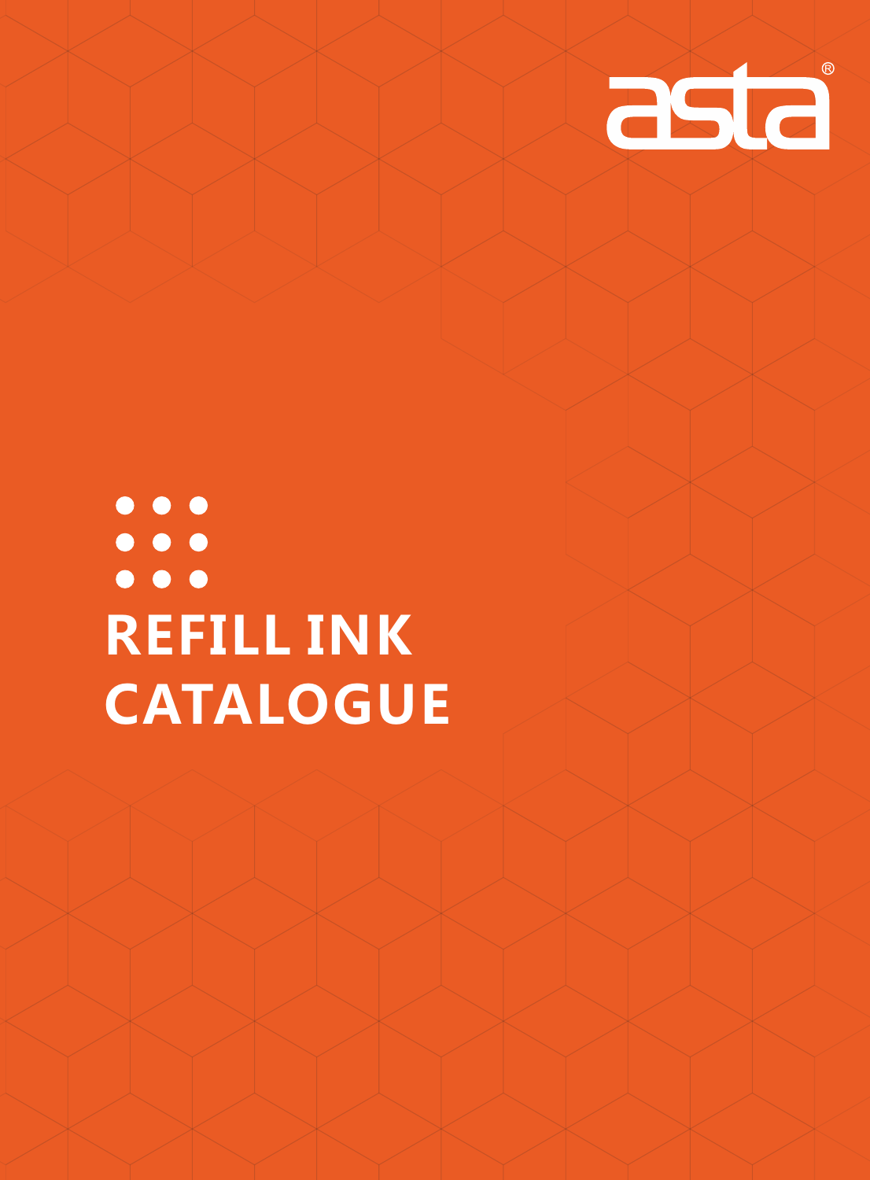asta®

# REFILL INK CATALOGUE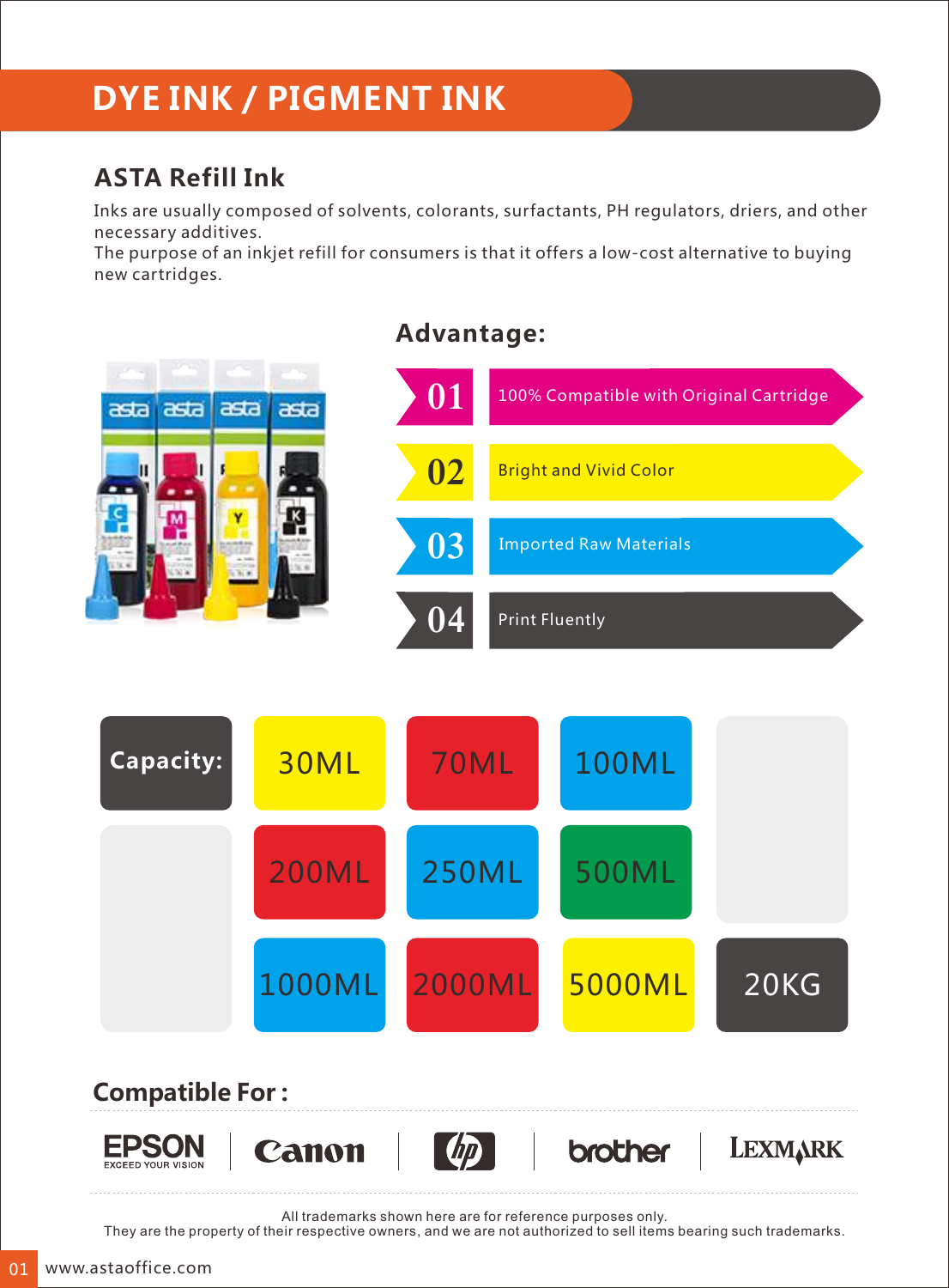# DYE INK / PIGMENT INK

## ASTA Refill Ink

Inks are usually composed of solvents, colorants, surfactants, PH regulators, driers, and other necessary additives.
The purpose of an inkjet refill for consumers is that it offers a low-cost alternative to buying new cartridges.

## Advantage:

- 01 100% Compatible with Original Cartridge
- 02 Bright and Vivid Color
- 03 Imported Raw Materials
- 04 Print Fluently

**Capacity:**

- 30ML
- 70ML
- 100ML
- 200ML
- 250ML
- 500ML
- 1000ML
- 2000ML
- 5000ML
- 20KG

## Compatible For :

EPSON | Canon | hp | brother | LEXMARK

All trademarks shown here are for reference purposes only.
They are the property of their respective owners, and we are not authorized to sell items bearing such trademarks.

www.astaoffice.com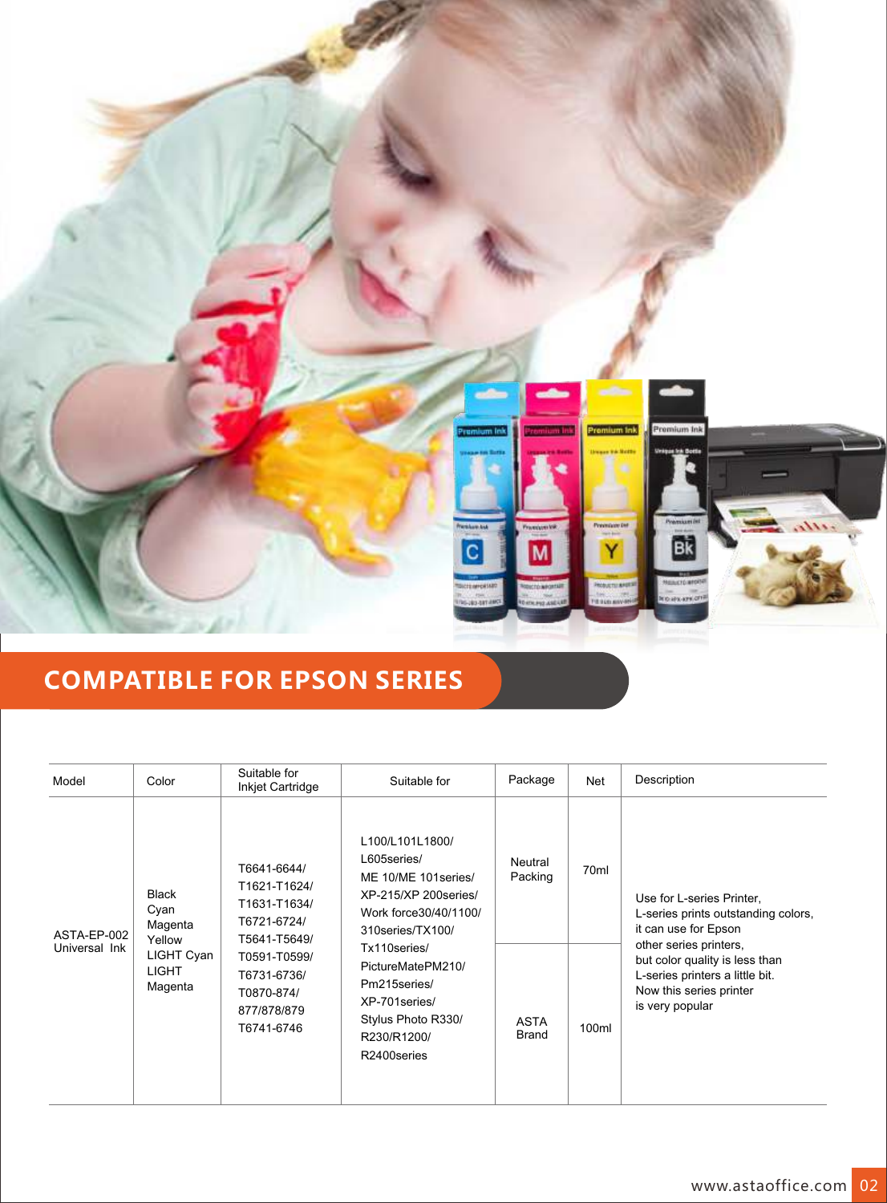## COMPATIBLE FOR EPSON SERIES

| Model | Color | Suitable for Inkjet Cartridge | Suitable for | Package | Net | Description |
|---|---|---|---|---|---|---|
| ASTA-EP-002 Universal Ink | Black<br>Cyan<br>Magenta<br>Yellow<br>LIGHT Cyan<br>LIGHT Magenta | T6641-6644/<br>T1621-T1624/<br>T1631-T1634/<br>T6721-6724/<br>T5641-T5649/<br>T0591-T0599/<br>T6731-6736/<br>T0870-874/<br>877/878/879<br>T6741-6746 | L100/L101L1800/<br>L605series/<br>ME 10/ME 101series/<br>XP-215/XP 200series/<br>Work force30/40/1100/<br>310series/TX100/<br>Tx110series/<br>PictureMatePM210/<br>Pm215series/<br>XP-701series/<br>Stylus Photo R330/<br>R230/R1200/<br>R2400series | Neutral Packing | 70ml | Use for L-series Printer,<br>L-series prints outstanding colors,<br>it can use for Epson<br>other series printers,<br>but color quality is less than<br>L-series printers a little bit.<br>Now this series printer<br>is very popular |
| | | | | ASTA Brand | 100ml | |

www.astaoffice.com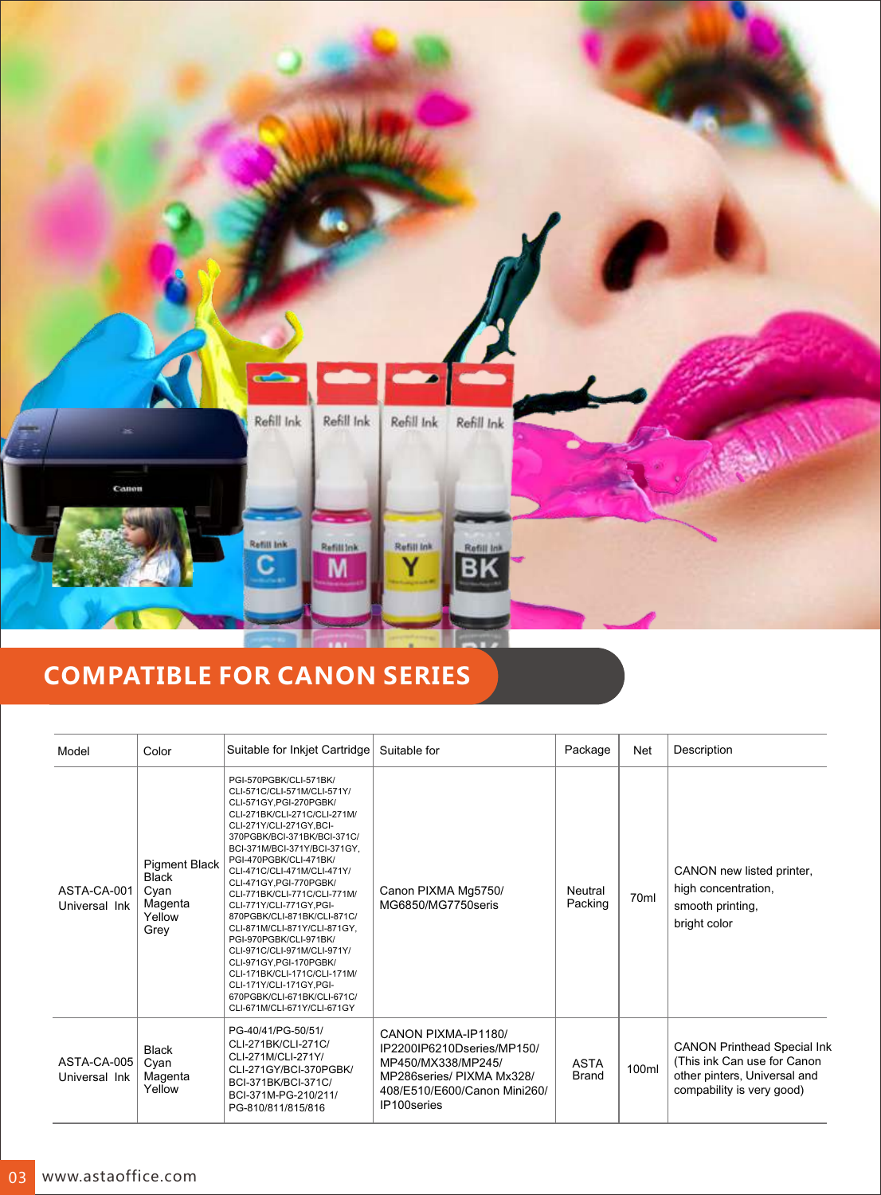## COMPATIBLE FOR CANON SERIES

| Model | Color | Suitable for Inkjet Cartridge | Suitable for | Package | Net | Description |
|---|---|---|---|---|---|---|
| ASTA-CA-001 Universal Ink | Pigment Black Black Cyan Magenta Yellow Grey | PGI-570PGBK/CLI-571BK/ CLI-571C/CLI-571M/CLI-571Y/ CLI-571GY,PGI-270PGBK/ CLI-271BK/CLI-271C/CLI-271M/ CLI-271Y/CLI-271GY,BCI-370PGBK/BCI-371BK/BCI-371C/ BCI-371M/BCI-371Y/BCI-371GY, PGI-470PGBK/CLI-471BK/ CLI-471C/CLI-471M/CLI-471Y/ CLI-471GY,PGI-770PGBK/ CLI-771BK/CLI-771C/CLI-771M/ CLI-771Y/CLI-771GY,PGI-870PGBK/CLI-871BK/CLI-871C/ CLI-871M/CLI-871Y/CLI-871GY, PGI-970PGBK/CLI-971BK/ CLI-971C/CLI-971M/CLI-971Y/ CLI-971GY,PGI-170PGBK/ CLI-171BK/CLI-171C/CLI-171M/ CLI-171Y/CLI-171GY,PGI-670PGBK/CLI-671BK/CLI-671C/ CLI-671M/CLI-671Y/CLI-671GY | Canon PIXMA Mg5750/ MG6850/MG7750seris | Neutral Packing | 70ml | CANON new listed printer, high concentration, smooth printing, bright color |
| ASTA-CA-005 Universal Ink | Black Cyan Magenta Yellow | PG-40/41/PG-50/51/ CLI-271BK/CLI-271C/ CLI-271M/CLI-271Y/ CLI-271GY/BCI-370PGBK/ BCI-371BK/BCI-371C/ BCI-371M-PG-210/211/ PG-810/811/815/816 | CANON PIXMA-IP1180/ IP2200IP6210Dseries/MP150/ MP450/MX338/MP245/ MP286series/ PIXMA Mx328/ 408/E510/E600/Canon Mini260/ IP100series | ASTA Brand | 100ml | CANON Printhead Special Ink (This ink Can use for Canon other pinters, Universal and compability is very good) |

www.astaoffice.com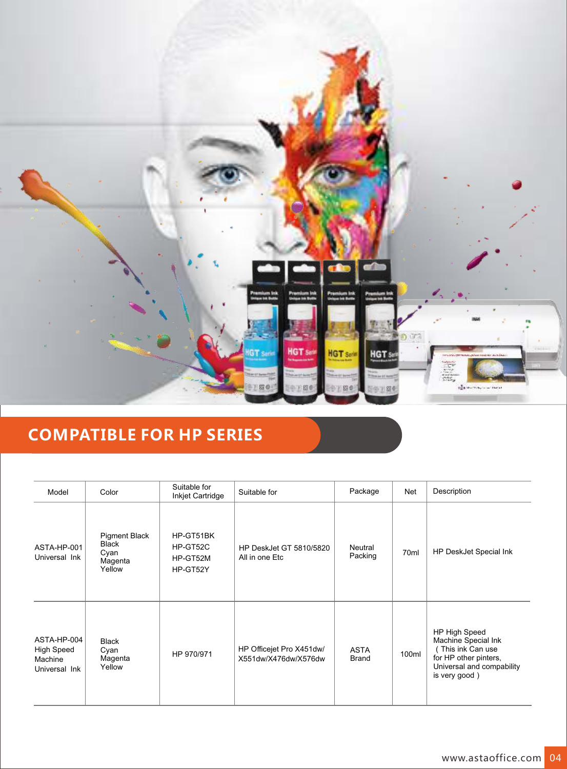## COMPATIBLE FOR HP SERIES

| Model | Color | Suitable for Inkjet Cartridge | Suitable for | Package | Net | Description |
|---|---|---|---|---|---|---|
| ASTA-HP-001 Universal Ink | Pigment Black<br>Black<br>Cyan<br>Magenta<br>Yellow | HP-GT51BK<br>HP-GT52C<br>HP-GT52M<br>HP-GT52Y | HP DeskJet GT 5810/5820 All in one Etc | Neutral Packing | 70ml | HP DeskJet Special Ink |
| ASTA-HP-004 High Speed Machine Universal Ink | Black<br>Cyan<br>Magenta<br>Yellow | HP 970/971 | HP Officejet Pro X451dw/ X551dw/X476dw/X576dw | ASTA Brand | 100ml | HP High Speed Machine Special Ink ( This ink Can use for HP other pinters, Universal and compability is very good ) |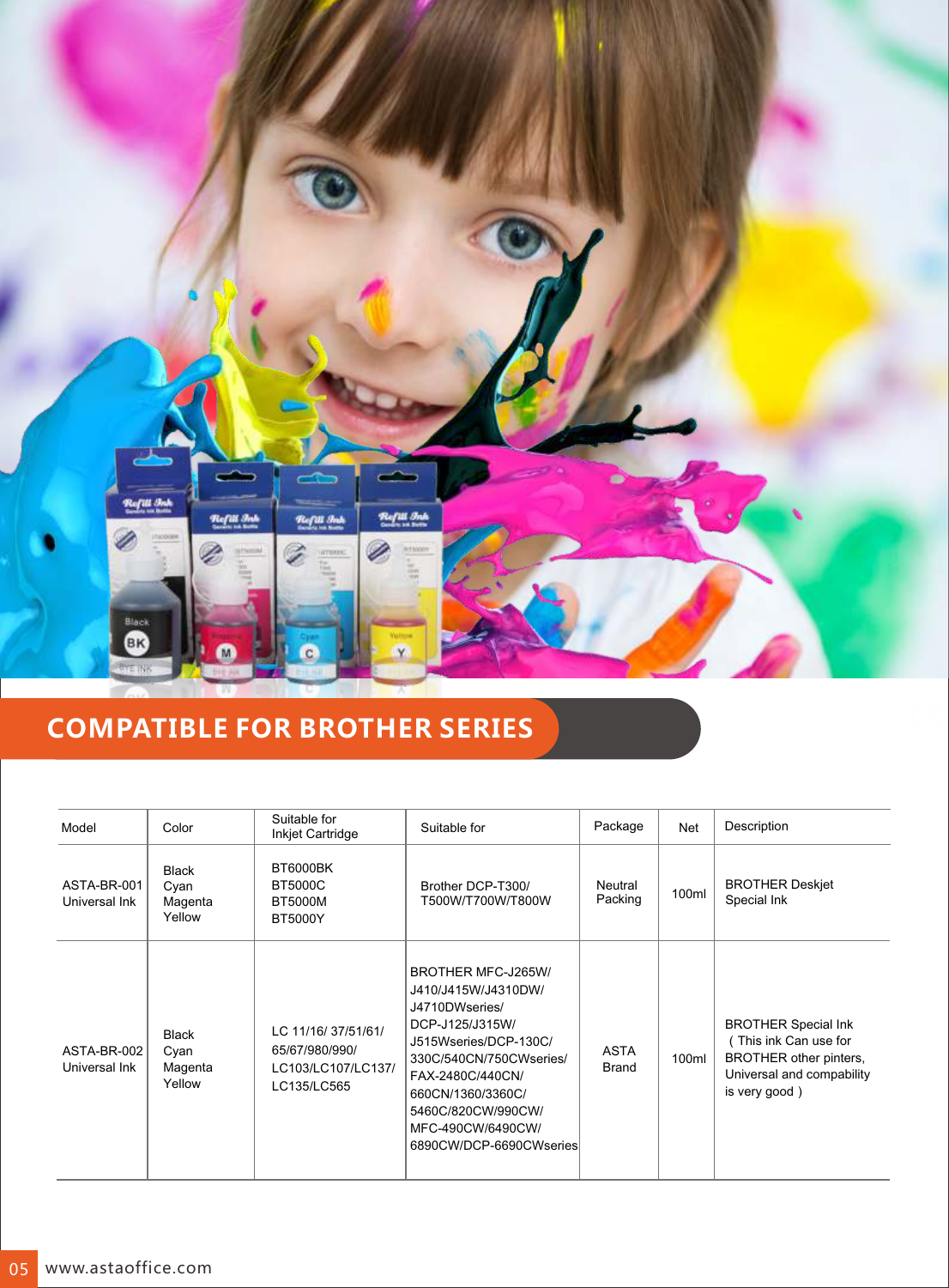## COMPATIBLE FOR BROTHER SERIES

| Model | Color | Suitable for Inkjet Cartridge | Suitable for | Package | Net | Description |
|---|---|---|---|---|---|---|
| ASTA-BR-001 Universal Ink | Black Cyan Magenta Yellow | BT6000BK BT5000C BT5000M BT5000Y | Brother DCP-T300/ T500W/T700W/T800W | Neutral Packing | 100ml | BROTHER Deskjet Special Ink |
| ASTA-BR-002 Universal Ink | Black Cyan Magenta Yellow | LC 11/16/ 37/51/61/ 65/67/980/990/ LC103/LC107/LC137/ LC135/LC565 | BROTHER MFC-J265W/ J410/J415W/J4310DW/ J4710DWseries/ DCP-J125/J315W/ J515Wseries/DCP-130C/ 330C/540CN/750CWseries/ FAX-2480C/440CN/ 660CN/1360/3360C/ 5460C/820CW/990CW/ MFC-490CW/6490CW/ 6890CW/DCP-6690CWseries | ASTA Brand | 100ml | BROTHER Special Ink ( This ink Can use for BROTHER other pinters, Universal and compability is very good ) |

www.astaoffice.com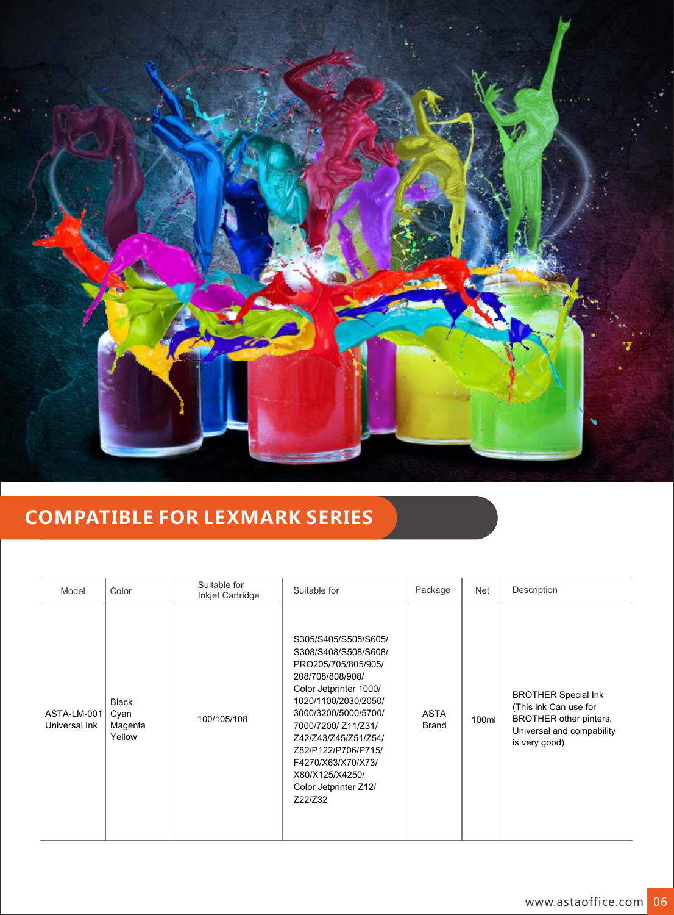## COMPATIBLE FOR LEXMARK SERIES

| Model | Color | Suitable for Inkjet Cartridge | Suitable for | Package | Net | Description |
|---|---|---|---|---|---|---|
| ASTA-LM-001 Universal Ink | Black Cyan Magenta Yellow | 100/105/108 | S305/S405/S505/S605/ S308/S408/S508/S608/ PRO205/705/805/905/ 208/708/808/908/ Color Jetprinter 1000/ 1020/1100/2030/2050/ 3000/3200/5000/5700/ 7000/7200/ Z11/Z31/ Z42/Z43/Z45/Z51/Z54/ Z82/P122/P706/P715/ F4270/X63/X70/X73/ X80/X125/X4250/ Color Jetprinter Z12/ Z22/Z32 | ASTA Brand | 100ml | BROTHER Special Ink (This ink Can use for BROTHER other pinters, Universal and compability is very good) |

www.astaoffice.com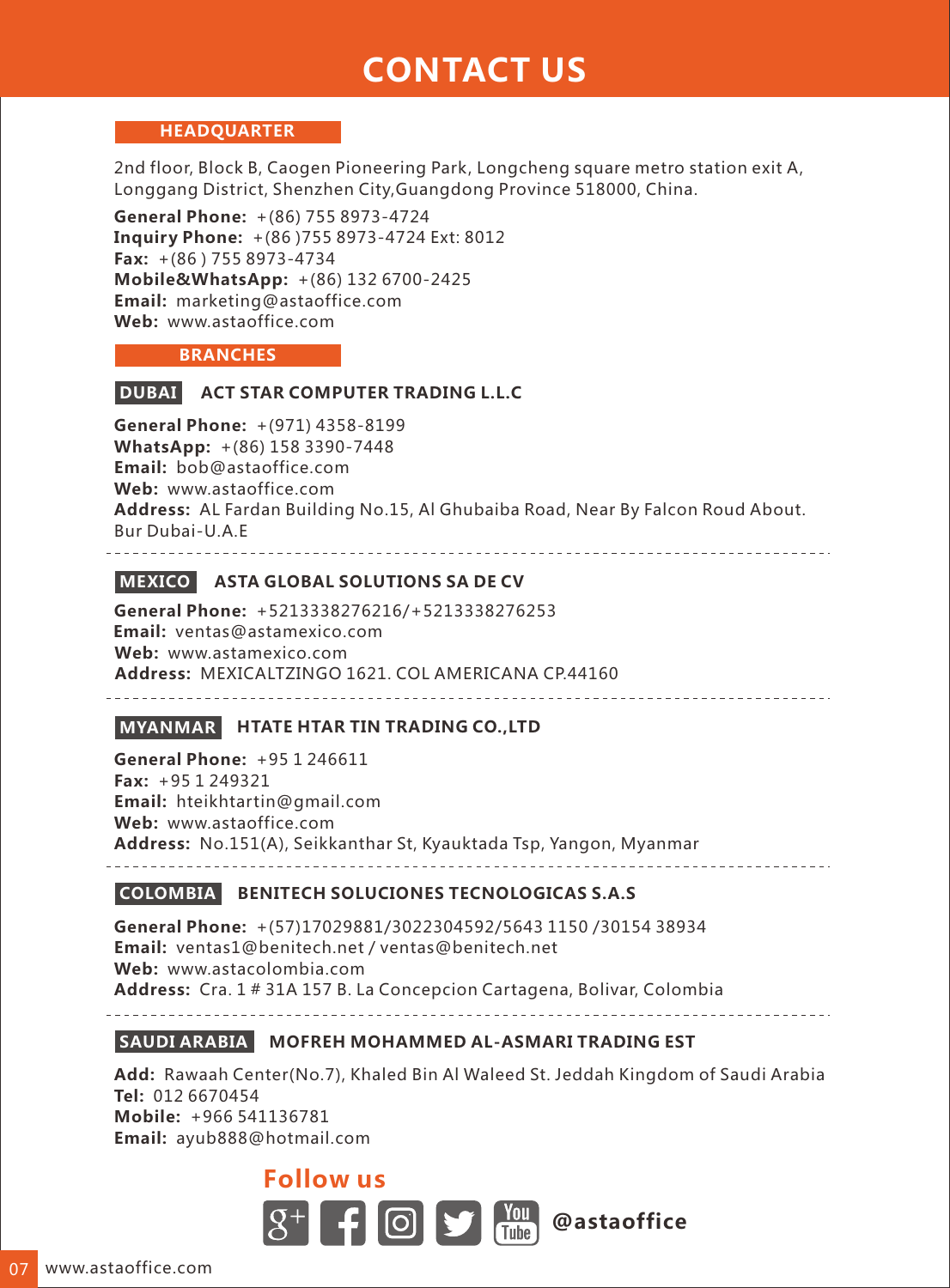# CONTACT US

## HEADQUARTER

2nd floor, Block B, Caogen Pioneering Park, Longcheng square metro station exit A, Longgang District, Shenzhen City,Guangdong Province 518000, China.

**General Phone:** +(86) 755 8973-4724
**Inquiry Phone:** +(86 )755 8973-4724 Ext: 8012
**Fax:** +(86 ) 755 8973-4734
**Mobile&WhatsApp:** +(86) 132 6700-2425
**Email:** marketing@astaoffice.com
**Web:** www.astaoffice.com

## BRANCHES

### DUBAI ACT STAR COMPUTER TRADING L.L.C

**General Phone:** +(971) 4358-8199
**WhatsApp:** +(86) 158 3390-7448
**Email:** bob@astaoffice.com
**Web:** www.astaoffice.com
**Address:** AL Fardan Building No.15, Al Ghubaiba Road, Near By Falcon Roud About. Bur Dubai-U.A.E

### MEXICO ASTA GLOBAL SOLUTIONS SA DE CV

**General Phone:** +5213338276216/+5213338276253
**Email:** ventas@astamexico.com
**Web:** www.astamexico.com
**Address:** MEXICALTZINGO 1621. COL AMERICANA CP.44160

### MYANMAR HTATE HTAR TIN TRADING CO.,LTD

**General Phone:** +95 1 246611
**Fax:** +95 1 249321
**Email:** hteikhtartin@gmail.com
**Web:** www.astaoffice.com
**Address:** No.151(A), Seikkanthar St, Kyauktada Tsp, Yangon, Myanmar

### COLOMBIA BENITECH SOLUCIONES TECNOLOGICAS S.A.S

**General Phone:** +(57)17029881/3022304592/5643 1150 /30154 38934
**Email:** ventas1@benitech.net / ventas@benitech.net
**Web:** www.astacolombia.com
**Address:** Cra. 1 # 31A 157 B. La Concepcion Cartagena, Bolivar, Colombia

### SAUDI ARABIA MOFREH MOHAMMED AL-ASMARI TRADING EST

**Add:** Rawaah Center(No.7), Khaled Bin Al Waleed St. Jeddah Kingdom of Saudi Arabia
**Tel:** 012 6670454
**Mobile:** +966 541136781
**Email:** ayub888@hotmail.com

**Follow us**

**@astaoffice**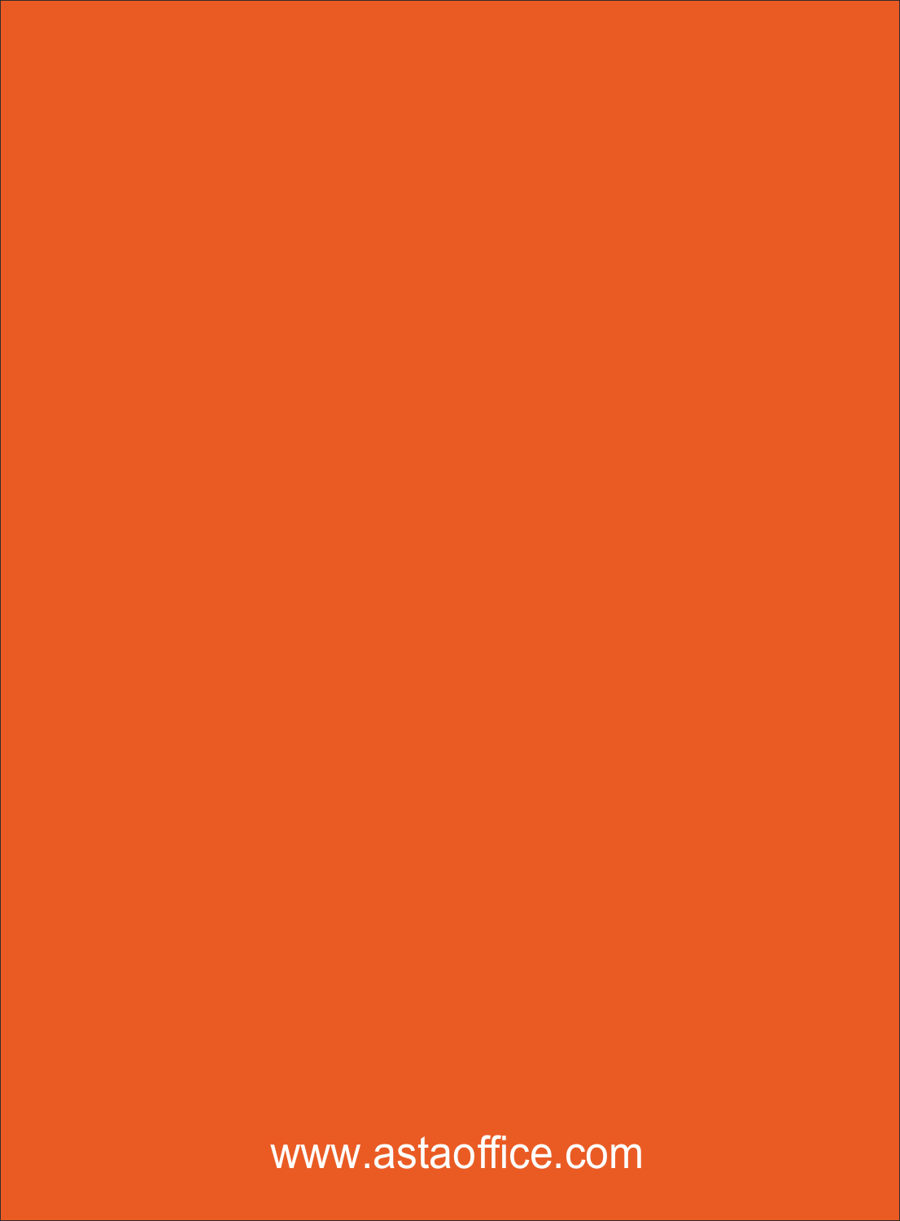www.astaoffice.com